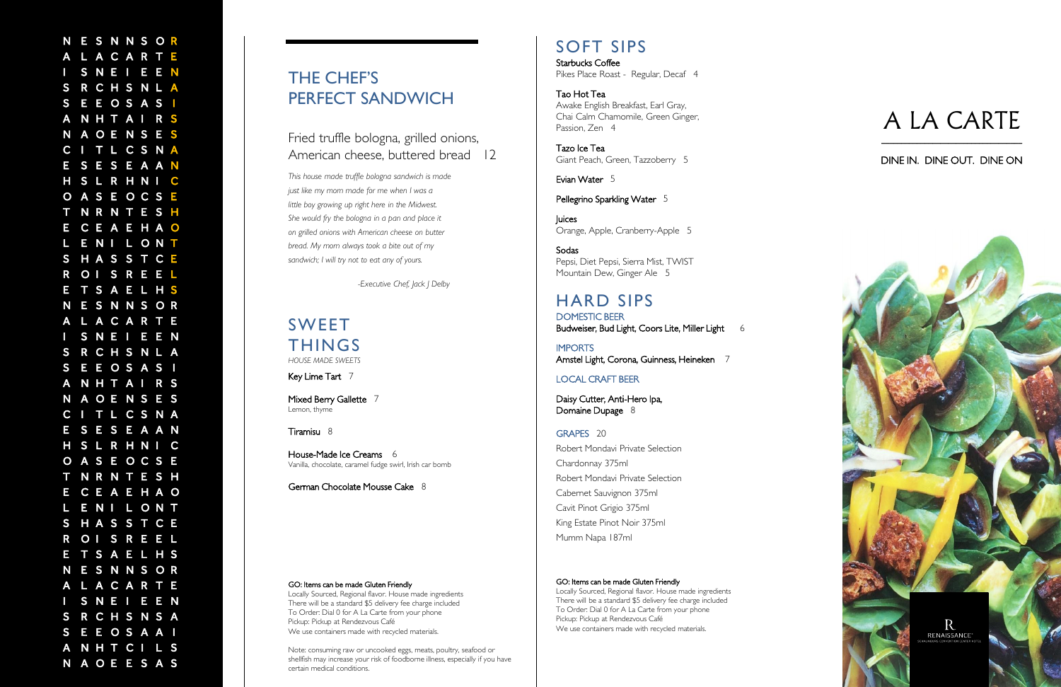# THE CHEF'S PERFECT SANDWICH

Fried truffle bologna, grilled onions, American cheese, buttered bread 12

*This house made truffle bologna sandwich is made just like my mom made for me when I was a little boy growing up right here in the Midwest. She would fry the bologna in a pan and place it on grilled onions with American cheese on butter bread. My mom always took a bite out of my sandwich; I will try not to eat any of yours.*

*-Executive Chef, Jack J Delby*

## SWEET THINGS

*HOUSE MADE SWEETS*

Key Lime Tart 7

Mixed Berry Gallette 7
Lemon, thyme

Tiramisu 8

House-Made Ice Creams 6
Vanilla, chocolate, caramel fudge swirl, Irish car bomb

German Chocolate Mousse Cake 8

GO: Items can be made Gluten Friendly
Locally Sourced, Regional flavor. House made ingredients
There will be a standard $5 delivery fee charge included
To Order: Dial 0 for A La Carte from your phone
Pickup: Pickup at Rendezvous Café
We use containers made with recycled materials.

Note: consuming raw or uncooked eggs, meats, poultry, seafood or shellfish may increase your risk of foodborne illness, especially if you have certain medical conditions.

## SOFT SIPS

Starbucks Coffee
Pikes Place Roast - Regular, Decaf 4

Tao Hot Tea
Awake English Breakfast, Earl Gray, Chai Calm Chamomile, Green Ginger, Passion, Zen 4

Tazo Ice Tea
Giant Peach, Green, Tazzoberry 5

Evian Water 5

Pellegrino Sparkling Water 5

Juices
Orange, Apple, Cranberry-Apple 5

Sodas
Pepsi, Diet Pepsi, Sierra Mist, TWIST Mountain Dew, Ginger Ale 5

## HARD SIPS

DOMESTIC BEER
Budweiser, Bud Light, Coors Lite, Miller Light 6

IMPORTS
Amstel Light, Corona, Guinness, Heineken 7

LOCAL CRAFT BEER

Daisy Cutter, Anti-Hero Ipa, Domaine Dupage 8

GRAPES 20

Robert Mondavi Private Selection Chardonnay 375ml

Robert Mondavi Private Selection Cabernet Sauvignon 375ml

Cavit Pinot Grigio 375ml

King Estate Pinot Noir 375ml

Mumm Napa 187ml

GO: Items can be made Gluten Friendly
Locally Sourced, Regional flavor. House made ingredients
There will be a standard $5 delivery fee charge included
To Order: Dial 0 for A La Carte from your phone
Pickup: Pickup at Rendezvous Café
We use containers made with recycled materials.

# A LA CARTE

DINE IN. DINE OUT. DINE ON

RENAISSANCE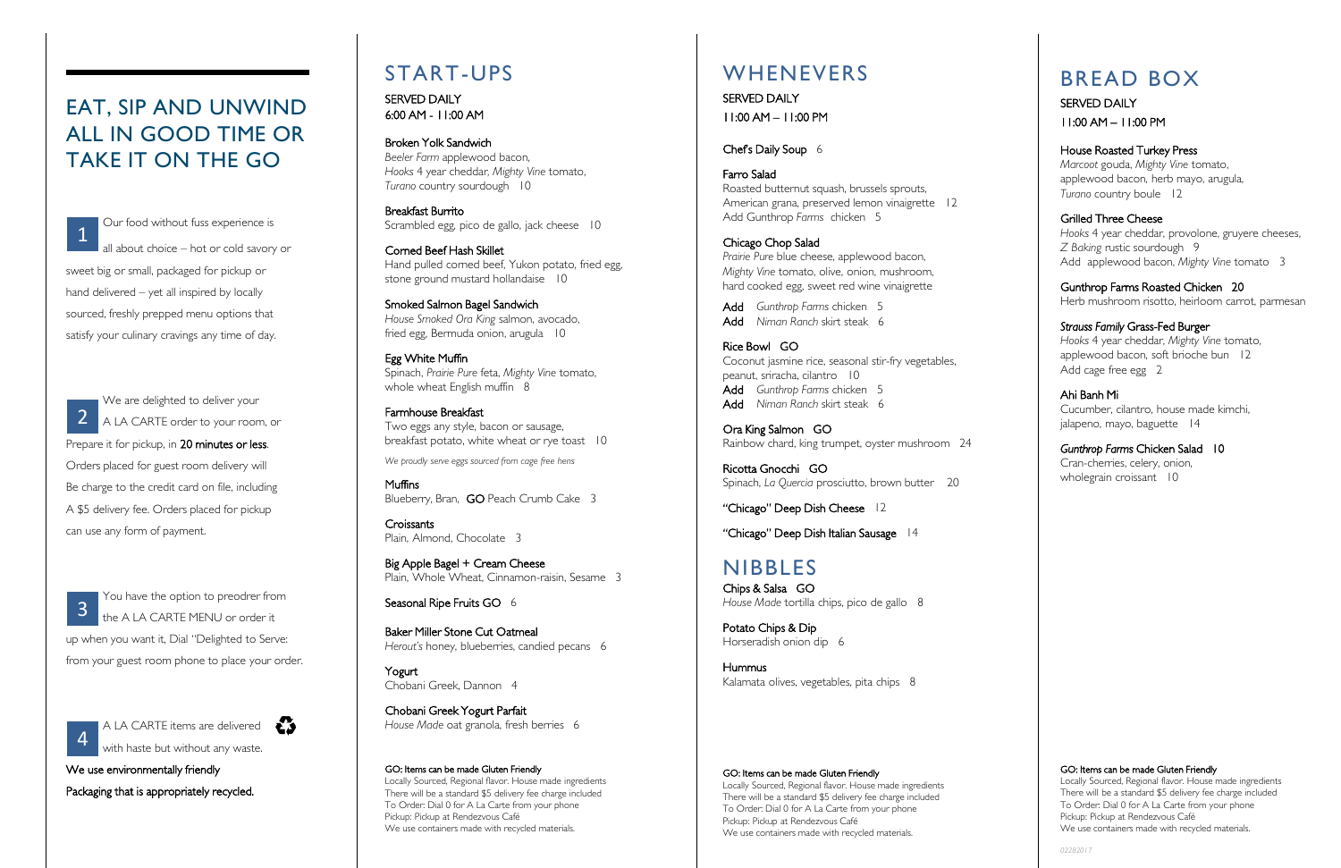# EAT, SIP AND UNWIND ALL IN GOOD TIME OR TAKE IT ON THE GO

1 Our food without fuss experience is all about choice – hot or cold savory or sweet big or small, packaged for pickup or hand delivered – yet all inspired by locally sourced, freshly prepped menu options that satisfy your culinary cravings any time of day.

2 We are delighted to deliver your A LA CARTE order to your room, or Prepare it for pickup, in **20 minutes or less**. Orders placed for guest room delivery will Be charge to the credit card on file, including A $5 delivery fee. Orders placed for pickup can use any form of payment.

3 You have the option to preorder from the A LA CARTE MENU or order it up when you want it, Dial "Delighted to Serve: from your guest room phone to place your order.

4 A LA CARTE items are delivered with haste but without any waste.

We use environmentally friendly Packaging that is appropriately recycled.

## START-UPS

SERVED DAILY
6:00 AM - 11:00 AM

**Broken Yolk Sandwich**
*Beeler Farm* applewood bacon, *Hooks* 4 year cheddar, *Mighty Vine* tomato, *Turano* country sourdough 10

**Breakfast Burrito**
Scrambled egg, pico de gallo, jack cheese 10

**Corned Beef Hash Skillet**
Hand pulled corned beef, Yukon potato, fried egg, stone ground mustard hollandaise 10

**Smoked Salmon Bagel Sandwich**
*House Smoked Ora King* salmon, avocado, fried egg, Bermuda onion, arugula 10

**Egg White Muffin**
Spinach, *Prairie Pure* feta, *Mighty Vine* tomato, whole wheat English muffin 8

**Farmhouse Breakfast**
Two eggs any style, bacon or sausage, breakfast potato, white wheat or rye toast 10

*We proudly serve eggs sourced from cage free hens*

**Muffins**
Blueberry, Bran, **GO** Peach Crumb Cake 3

**Croissants**
Plain, Almond, Chocolate 3

**Big Apple Bagel + Cream Cheese**
Plain, Whole Wheat, Cinnamon-raisin, Sesame 3

**Seasonal Ripe Fruits GO** 6

**Baker Miller Stone Cut Oatmeal**
*Herout's* honey, blueberries, candied pecans 6

**Yogurt**
Chobani Greek, Dannon 4

**Chobani Greek Yogurt Parfait**
*House Made* oat granola, fresh berries 6

GO: Items can be made Gluten Friendly
Locally Sourced, Regional flavor. House made ingredients
There will be a standard $5 delivery fee charge included
To Order: Dial 0 for A La Carte from your phone
Pickup: Pickup at Rendezvous Café
We use containers made with recycled materials.

## WHENEVERS

SERVED DAILY
11:00 AM – 11:00 PM

**Chef's Daily Soup** 6

**Farro Salad**
Roasted butternut squash, brussels sprouts, American grana, preserved lemon vinaigrette 12
Add Gunthrop *Farms* chicken 5

**Chicago Chop Salad**
*Prairie Pure* blue cheese, applewood bacon, *Mighty Vine* tomato, olive, onion, mushroom, hard cooked egg, sweet red wine vinaigrette
**Add** *Gunthrop Farms* chicken 5
**Add** *Niman Ranch* skirt steak 6

**Rice Bowl GO**
Coconut jasmine rice, seasonal stir-fry vegetables, peanut, sriracha, cilantro 10
**Add** *Gunthrop Farms* chicken 5
**Add** *Niman Ranch* skirt steak 6

**Ora King Salmon GO**
Rainbow chard, king trumpet, oyster mushroom 24

**Ricotta Gnocchi GO**
Spinach, *La Quercia* prosciutto, brown butter 20

**"Chicago" Deep Dish Cheese** 12

**"Chicago" Deep Dish Italian Sausage** 14

## NIBBLES

**Chips & Salsa GO**
*House Made* tortilla chips, pico de gallo 8

**Potato Chips & Dip**
Horseradish onion dip 6

**Hummus**
Kalamata olives, vegetables, pita chips 8

GO: Items can be made Gluten Friendly
Locally Sourced, Regional flavor. House made ingredients
There will be a standard $5 delivery fee charge included
To Order: Dial 0 for A La Carte from your phone
Pickup: Pickup at Rendezvous Café
We use containers made with recycled materials.

## BREAD BOX

SERVED DAILY
11:00 AM – 11:00 PM

**House Roasted Turkey Press**
*Marcoot* gouda, *Mighty Vine* tomato, applewood bacon, herb mayo, arugula, *Turano* country boule 12

**Grilled Three Cheese**
*Hooks* 4 year cheddar, provolone, gruyere cheeses, *Z Baking* rustic sourdough 9
Add applewood bacon, *Mighty Vine* tomato 3

**Gunthrop Farms Roasted Chicken 20**
Herb mushroom risotto, heirloom carrot, parmesan

***Strauss Family* Grass-Fed Burger**
*Hooks* 4 year cheddar, *Mighty Vine* tomato, applewood bacon, soft brioche bun 12
Add cage free egg 2

**Ahi Banh Mi**
Cucumber, cilantro, house made kimchi, jalapeno, mayo, baguette 14

***Gunthrop Farms* Chicken Salad 10**
Cran-cherries, celery, onion, wholegrain croissant 10

GO: Items can be made Gluten Friendly
Locally Sourced, Regional flavor. House made ingredients
There will be a standard $5 delivery fee charge included
To Order: Dial 0 for A La Carte from your phone
Pickup: Pickup at Rendezvous Café
We use containers made with recycled materials.

*02282017*